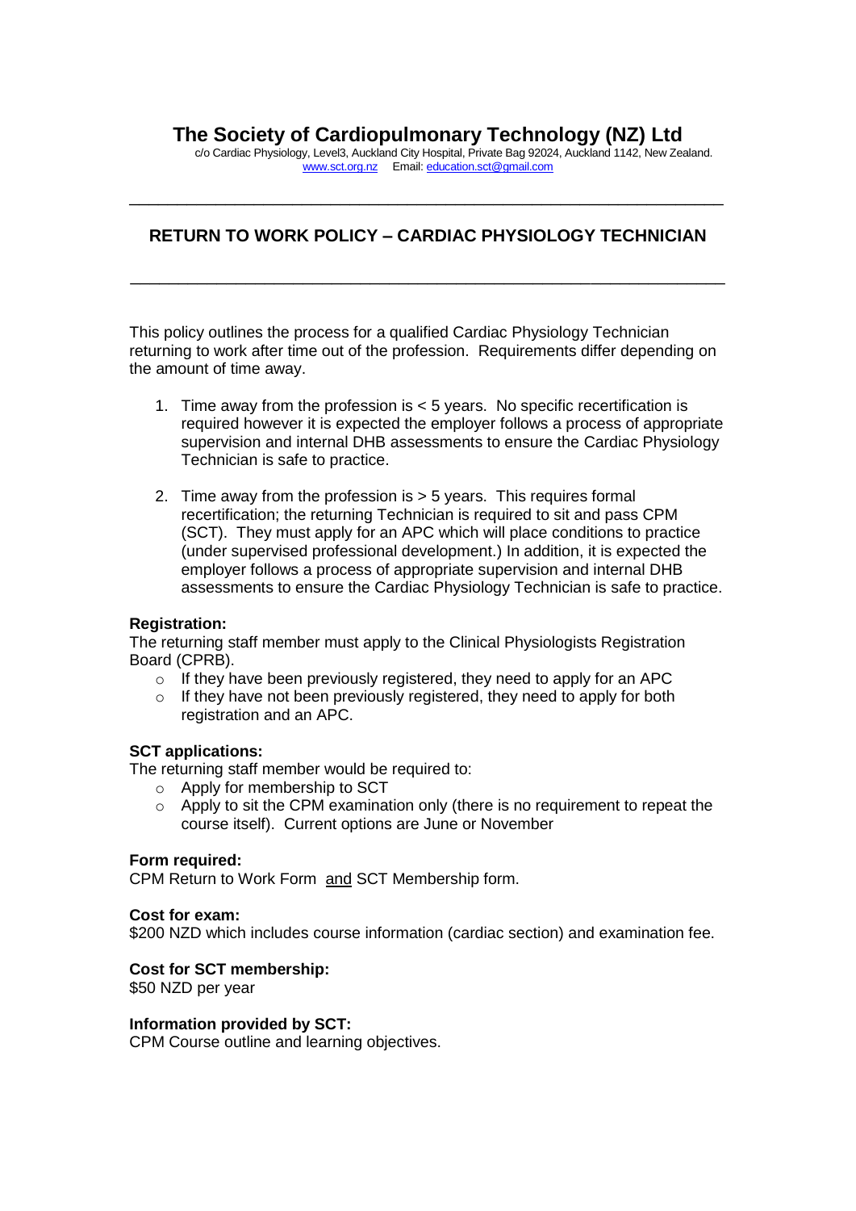# The Society of Cardiopulmonary Technology (NZ) Ltd

c/o Cardiac Physiology, Level3, Auckland City Hospital, Private Bag 92024, Auckland 1142, New Zealand.
www.sct.org.nz Email: education.sct@gmail.com

---

## RETURN TO WORK POLICY – CARDIAC PHYSIOLOGY TECHNICIAN

---

This policy outlines the process for a qualified Cardiac Physiology Technician returning to work after time out of the profession. Requirements differ depending on the amount of time away.

1. Time away from the profession is < 5 years. No specific recertification is required however it is expected the employer follows a process of appropriate supervision and internal DHB assessments to ensure the Cardiac Physiology Technician is safe to practice.

2. Time away from the profession is > 5 years. This requires formal recertification; the returning Technician is required to sit and pass CPM (SCT). They must apply for an APC which will place conditions to practice (under supervised professional development.) In addition, it is expected the employer follows a process of appropriate supervision and internal DHB assessments to ensure the Cardiac Physiology Technician is safe to practice.

**Registration:**
The returning staff member must apply to the Clinical Physiologists Registration Board (CPRB).

- If they have been previously registered, they need to apply for an APC
- If they have not been previously registered, they need to apply for both registration and an APC.

**SCT applications:**
The returning staff member would be required to:

- Apply for membership to SCT
- Apply to sit the CPM examination only (there is no requirement to repeat the course itself). Current options are June or November

**Form required:**
CPM Return to Work Form and SCT Membership form.

**Cost for exam:**
$200 NZD which includes course information (cardiac section) and examination fee.

**Cost for SCT membership:**
$50 NZD per year

**Information provided by SCT:**
CPM Course outline and learning objectives.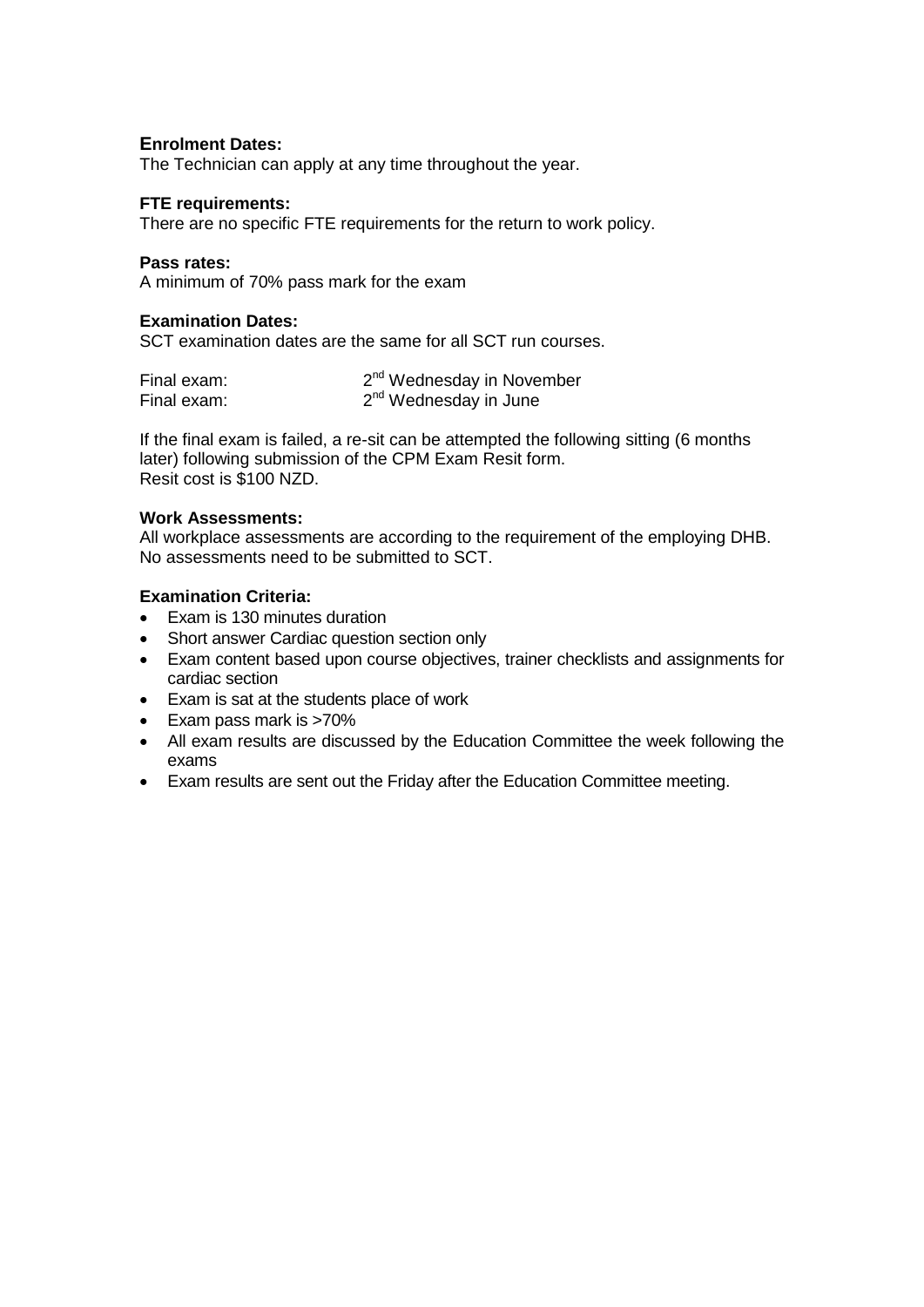**Enrolment Dates:**
The Technician can apply at any time throughout the year.

**FTE requirements:**
There are no specific FTE requirements for the return to work policy.

**Pass rates:**
A minimum of 70% pass mark for the exam

**Examination Dates:**
SCT examination dates are the same for all SCT run courses.

| | |
|---|---|
| Final exam: | 2nd Wednesday in November |
| Final exam: | 2nd Wednesday in June |

If the final exam is failed, a re-sit can be attempted the following sitting (6 months later) following submission of the CPM Exam Resit form.
Resit cost is $100 NZD.

**Work Assessments:**
All workplace assessments are according to the requirement of the employing DHB. No assessments need to be submitted to SCT.

**Examination Criteria:**

- Exam is 130 minutes duration
- Short answer Cardiac question section only
- Exam content based upon course objectives, trainer checklists and assignments for cardiac section
- Exam is sat at the students place of work
- Exam pass mark is >70%
- All exam results are discussed by the Education Committee the week following the exams
- Exam results are sent out the Friday after the Education Committee meeting.